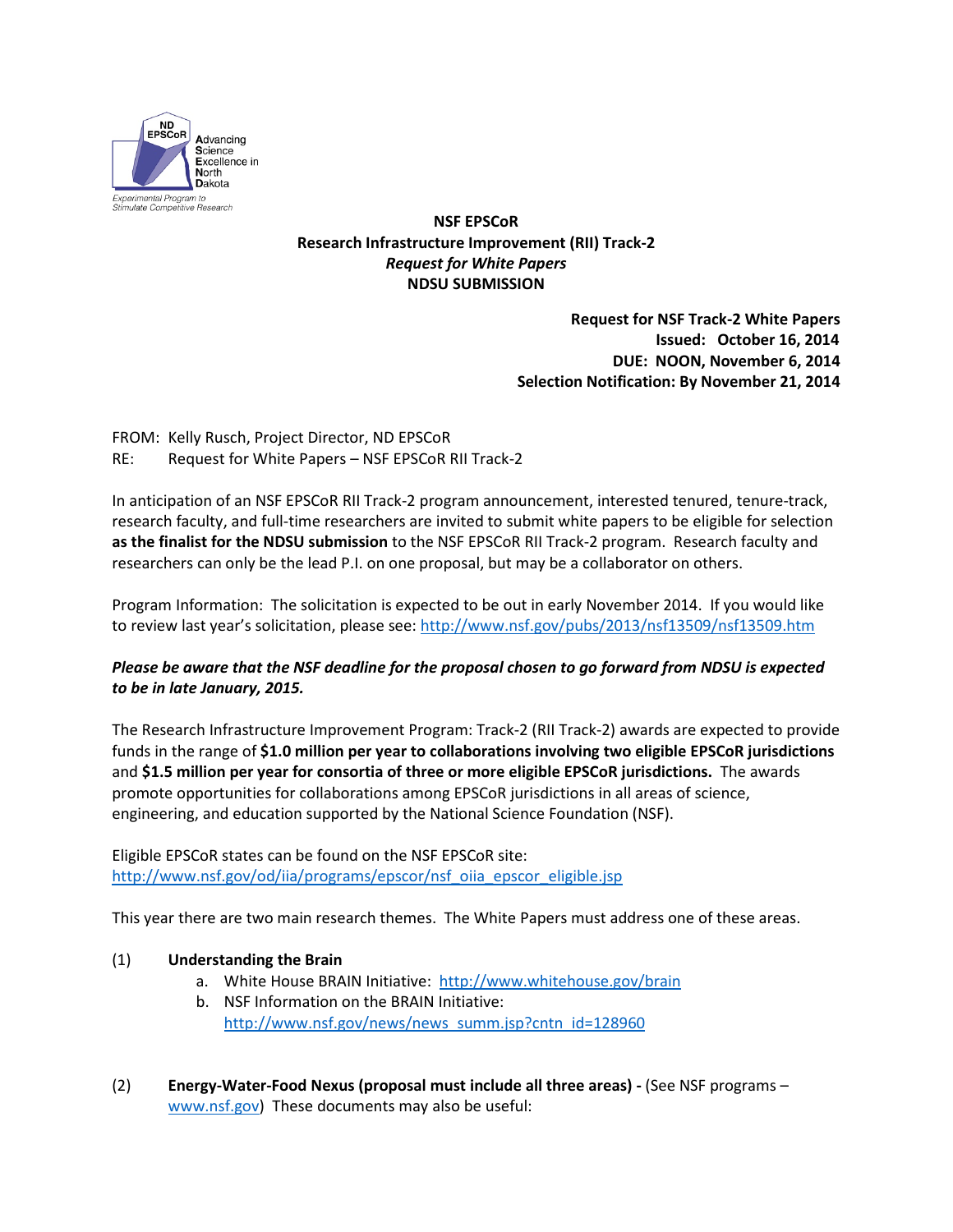ND EPSCoR Advancing Science Excellence in North Dakota

*Experimental Program to Stimulate Competitive Research*

**NSF EPSCoR**
**Research Infrastructure Improvement (RII) Track-2**
***Request for White Papers***
**NDSU SUBMISSION**

**Request for NSF Track-2 White Papers**
**Issued: October 16, 2014**
**DUE: NOON, November 6, 2014**
**Selection Notification: By November 21, 2014**

FROM: Kelly Rusch, Project Director, ND EPSCoR
RE: Request for White Papers – NSF EPSCoR RII Track-2

In anticipation of an NSF EPSCoR RII Track-2 program announcement, interested tenured, tenure-track, research faculty, and full-time researchers are invited to submit white papers to be eligible for selection **as the finalist for the NDSU submission** to the NSF EPSCoR RII Track-2 program. Research faculty and researchers can only be the lead P.I. on one proposal, but may be a collaborator on others.

Program Information: The solicitation is expected to be out in early November 2014. If you would like to review last year's solicitation, please see: http://www.nsf.gov/pubs/2013/nsf13509/nsf13509.htm

***Please be aware that the NSF deadline for the proposal chosen to go forward from NDSU is expected to be in late January, 2015.***

The Research Infrastructure Improvement Program: Track-2 (RII Track-2) awards are expected to provide funds in the range of **$1.0 million per year to collaborations involving two eligible EPSCoR jurisdictions** and **$1.5 million per year for consortia of three or more eligible EPSCoR jurisdictions.** The awards promote opportunities for collaborations among EPSCoR jurisdictions in all areas of science, engineering, and education supported by the National Science Foundation (NSF).

Eligible EPSCoR states can be found on the NSF EPSCoR site:
http://www.nsf.gov/od/iia/programs/epscor/nsf_oiia_epscor_eligible.jsp

This year there are two main research themes. The White Papers must address one of these areas.

(1) **Understanding the Brain**
   a. White House BRAIN Initiative: http://www.whitehouse.gov/brain
   b. NSF Information on the BRAIN Initiative: http://www.nsf.gov/news/news_summ.jsp?cntn_id=128960

(2) **Energy-Water-Food Nexus (proposal must include all three areas) -** (See NSF programs – www.nsf.gov) These documents may also be useful: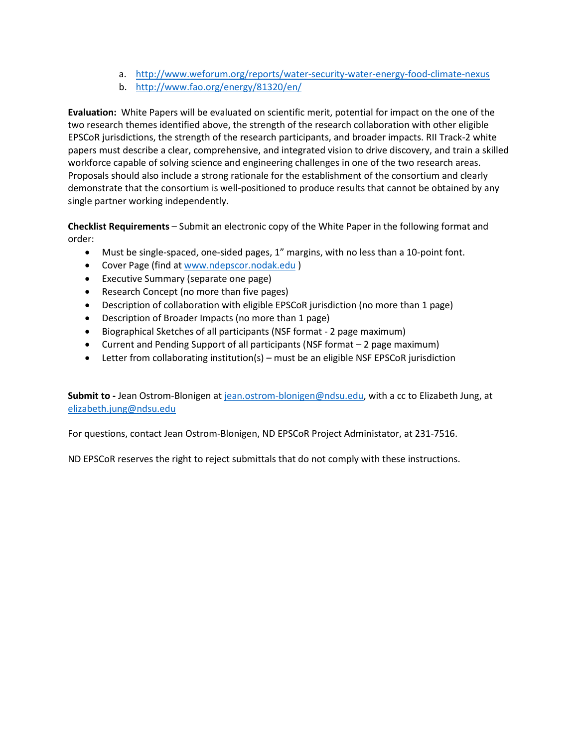a. http://www.weforum.org/reports/water-security-water-energy-food-climate-nexus
b. http://www.fao.org/energy/81320/en/

**Evaluation:** White Papers will be evaluated on scientific merit, potential for impact on the one of the two research themes identified above, the strength of the research collaboration with other eligible EPSCoR jurisdictions, the strength of the research participants, and broader impacts. RII Track-2 white papers must describe a clear, comprehensive, and integrated vision to drive discovery, and train a skilled workforce capable of solving science and engineering challenges in one of the two research areas. Proposals should also include a strong rationale for the establishment of the consortium and clearly demonstrate that the consortium is well-positioned to produce results that cannot be obtained by any single partner working independently.

**Checklist Requirements** – Submit an electronic copy of the White Paper in the following format and order:

- Must be single-spaced, one-sided pages, 1" margins, with no less than a 10-point font.
- Cover Page (find at www.ndepscor.nodak.edu )
- Executive Summary (separate one page)
- Research Concept (no more than five pages)
- Description of collaboration with eligible EPSCoR jurisdiction (no more than 1 page)
- Description of Broader Impacts (no more than 1 page)
- Biographical Sketches of all participants (NSF format - 2 page maximum)
- Current and Pending Support of all participants (NSF format – 2 page maximum)
- Letter from collaborating institution(s) – must be an eligible NSF EPSCoR jurisdiction

**Submit to -** Jean Ostrom-Blonigen at jean.ostrom-blonigen@ndsu.edu, with a cc to Elizabeth Jung, at elizabeth.jung@ndsu.edu

For questions, contact Jean Ostrom-Blonigen, ND EPSCoR Project Administator, at 231-7516.

ND EPSCoR reserves the right to reject submittals that do not comply with these instructions.